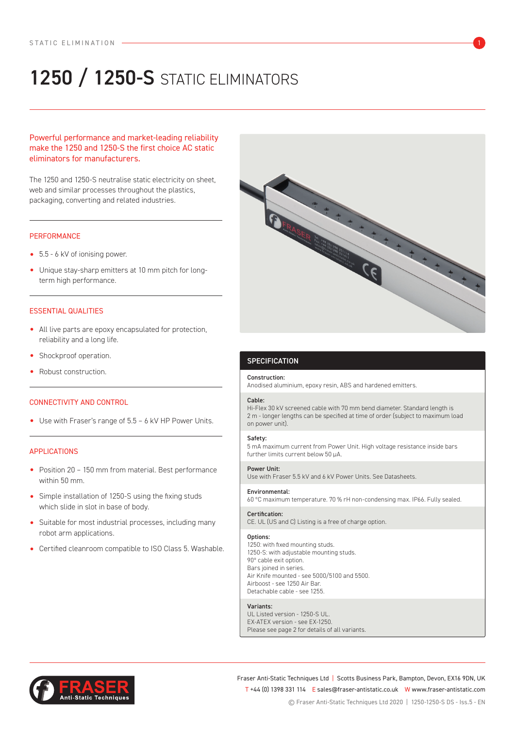# 1250 / 1250-S STATIC ELIMINATORS

Powerful performance and market-leading reliability make the 1250 and 1250-S the first choice AC static eliminators for manufacturers.

The 1250 and 1250-S neutralise static electricity on sheet, web and similar processes throughout the plastics, packaging, converting and related industries.

## PERFORMANCE

- 5.5 - 6 kV of ionising power.
- Unique stay-sharp emitters at 10 mm pitch for long-term high performance.

## ESSENTIAL QUALITIES

- All live parts are epoxy encapsulated for protection, reliability and a long life.
- Shockproof operation.
- Robust construction.

## CONNECTIVITY AND CONTROL

- Use with Fraser's range of 5.5 – 6 kV HP Power Units.

## APPLICATIONS

- Position 20 – 150 mm from material. Best performance within 50 mm.
- Simple installation of 1250-S using the fixing studs which slide in slot in base of body.
- Suitable for most industrial processes, including many robot arm applications.
- Certified cleanroom compatible to ISO Class 5. Washable.

## SPECIFICATION

**Construction:**
Anodised aluminium, epoxy resin, ABS and hardened emitters.

**Cable:**
Hi-Flex 30 kV screened cable with 70 mm bend diameter. Standard length is 2 m - longer lengths can be specified at time of order (subject to maximum load on power unit).

**Safety:**
5 mA maximum current from Power Unit. High voltage resistance inside bars further limits current below 50 µA.

**Power Unit:**
Use with Fraser 5.5 kV and 6 kV Power Units. See Datasheets.

**Environmental:**
60 °C maximum temperature. 70 % rH non-condensing max. IP66. Fully sealed.

**Certification:**
CE. UL (US and C) Listing is a free of charge option.

**Options:**
1250: with fixed mounting studs.
1250-S: with adjustable mounting studs.
90° cable exit option.
Bars joined in series.
Air Knife mounted - see 5000/5100 and 5500.
Airboost - see 1250 Air Bar.
Detachable cable - see 1255.

**Variants:**
UL Listed version - 1250-S UL.
EX-ATEX version - see EX-1250.
Please see page 2 for details of all variants.

Fraser Anti-Static Techniques Ltd | Scotts Business Park, Bampton, Devon, EX16 9DN, UK
T +44 (0) 1398 331 114 E sales@fraser-antistatic.co.uk W www.fraser-antistatic.com
© Fraser Anti-Static Techniques Ltd 2020 | 1250-1250-S DS - Iss.5 - EN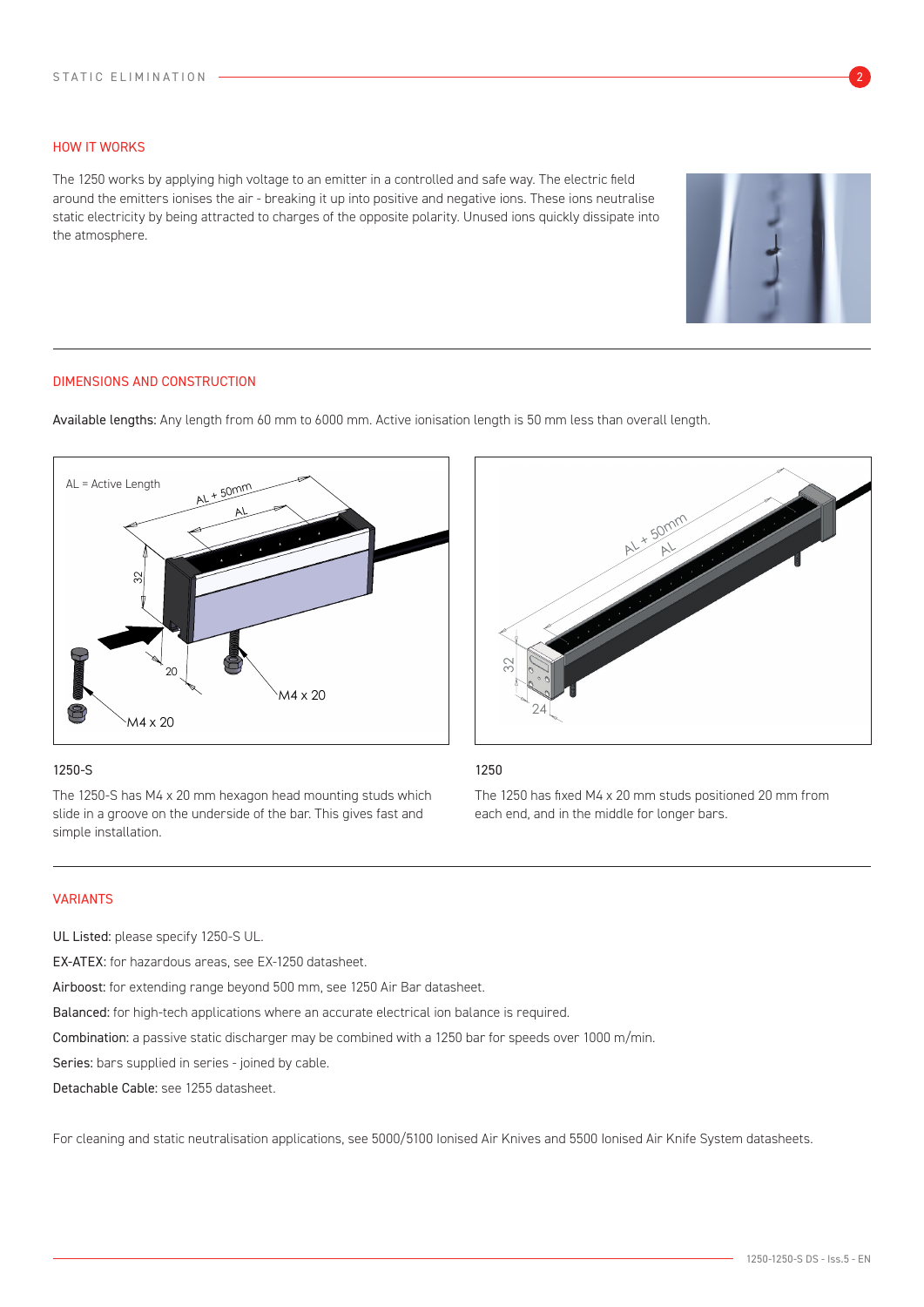## HOW IT WORKS

The 1250 works by applying high voltage to an emitter in a controlled and safe way. The electric field around the emitters ionises the air - breaking it up into positive and negative ions. These ions neutralise static electricity by being attracted to charges of the opposite polarity. Unused ions quickly dissipate into the atmosphere.

## DIMENSIONS AND CONSTRUCTION

Available lengths: Any length from 60 mm to 6000 mm. Active ionisation length is 50 mm less than overall length.

AL = Active Length

AL + 50mm

AL

32

20

M4 x 20

M4 x 20

AL + 50mm

AL

32

24

### 1250-S

The 1250-S has M4 x 20 mm hexagon head mounting studs which slide in a groove on the underside of the bar. This gives fast and simple installation.

### 1250

The 1250 has fixed M4 x 20 mm studs positioned 20 mm from each end, and in the middle for longer bars.

## VARIANTS

UL Listed: please specify 1250-S UL.

EX-ATEX: for hazardous areas, see EX-1250 datasheet.

Airboost: for extending range beyond 500 mm, see 1250 Air Bar datasheet.

Balanced: for high-tech applications where an accurate electrical ion balance is required.

Combination: a passive static discharger may be combined with a 1250 bar for speeds over 1000 m/min.

Series: bars supplied in series - joined by cable.

Detachable Cable: see 1255 datasheet.

For cleaning and static neutralisation applications, see 5000/5100 Ionised Air Knives and 5500 Ionised Air Knife System datasheets.